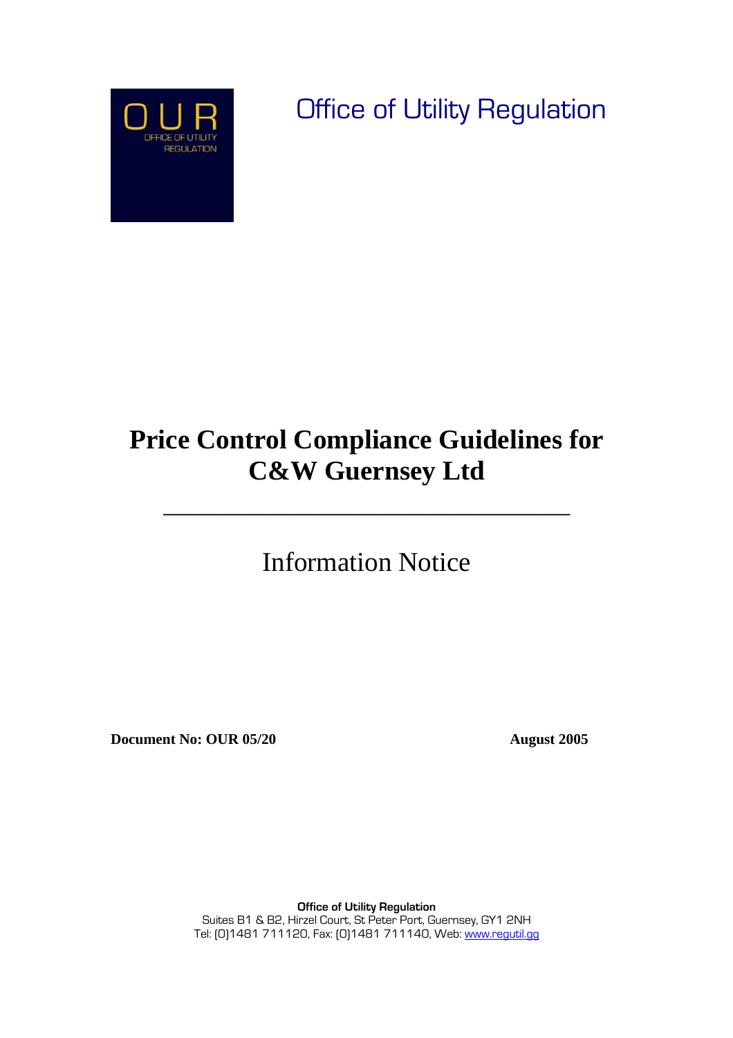OUR
OFFICE OF UTILITY REGULATION

Office of Utility Regulation

# Price Control Compliance Guidelines for C&W Guernsey Ltd

---

## Information Notice

**Document No: OUR 05/20** **August 2005**

**Office of Utility Regulation**
Suites B1 & B2, Hirzel Court, St Peter Port, Guernsey, GY1 2NH
Tel: (0)1481 711120, Fax: (0)1481 711140, Web: www.regutil.gg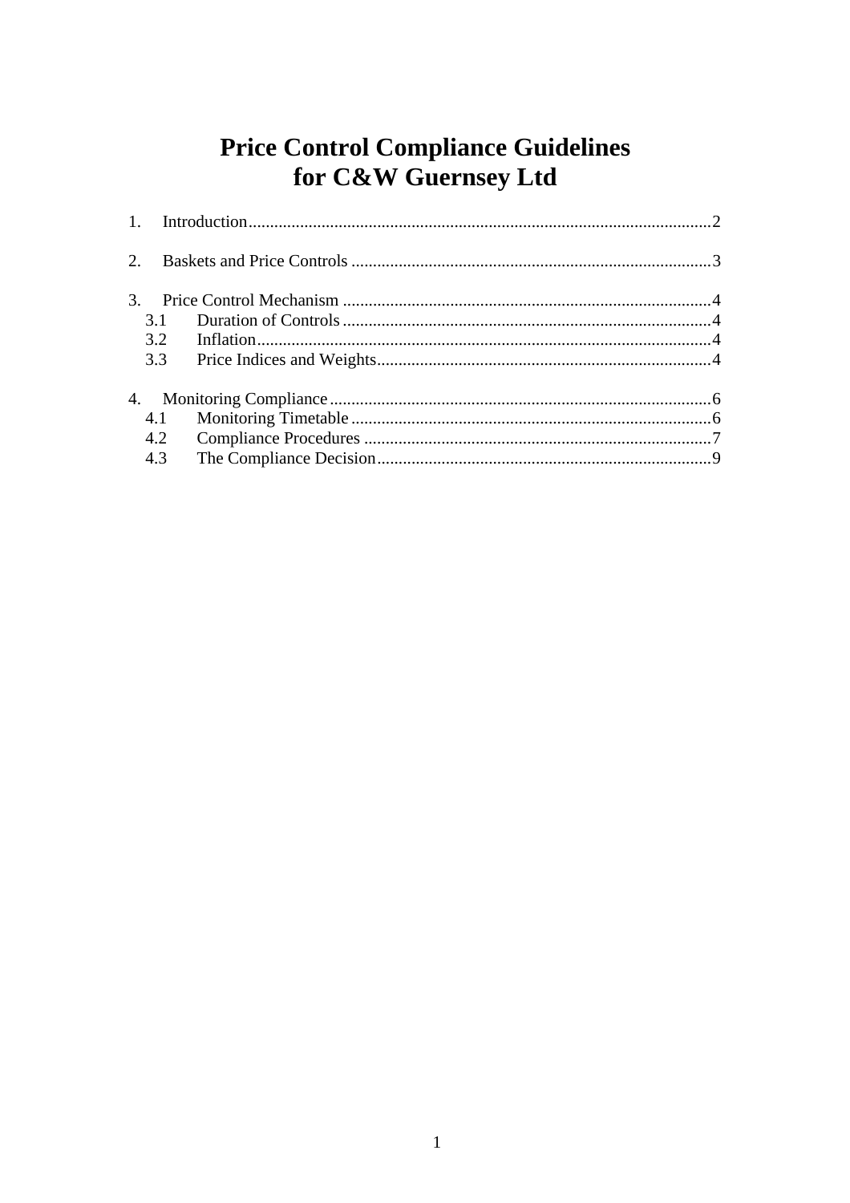# Price Control Compliance Guidelines for C&W Guernsey Ltd

1. Introduction....................................................................................................2

2. Baskets and Price Controls ..............................................................................3

3. Price Control Mechanism ................................................................................4
   - 3.1 Duration of Controls ................................................................................4
   - 3.2 Inflation....................................................................................................4
   - 3.3 Price Indices and Weights........................................................................4

4. Monitoring Compliance ...................................................................................6
   - 4.1 Monitoring Timetable ..............................................................................6
   - 4.2 Compliance Procedures ...........................................................................7
   - 4.3 The Compliance Decision........................................................................9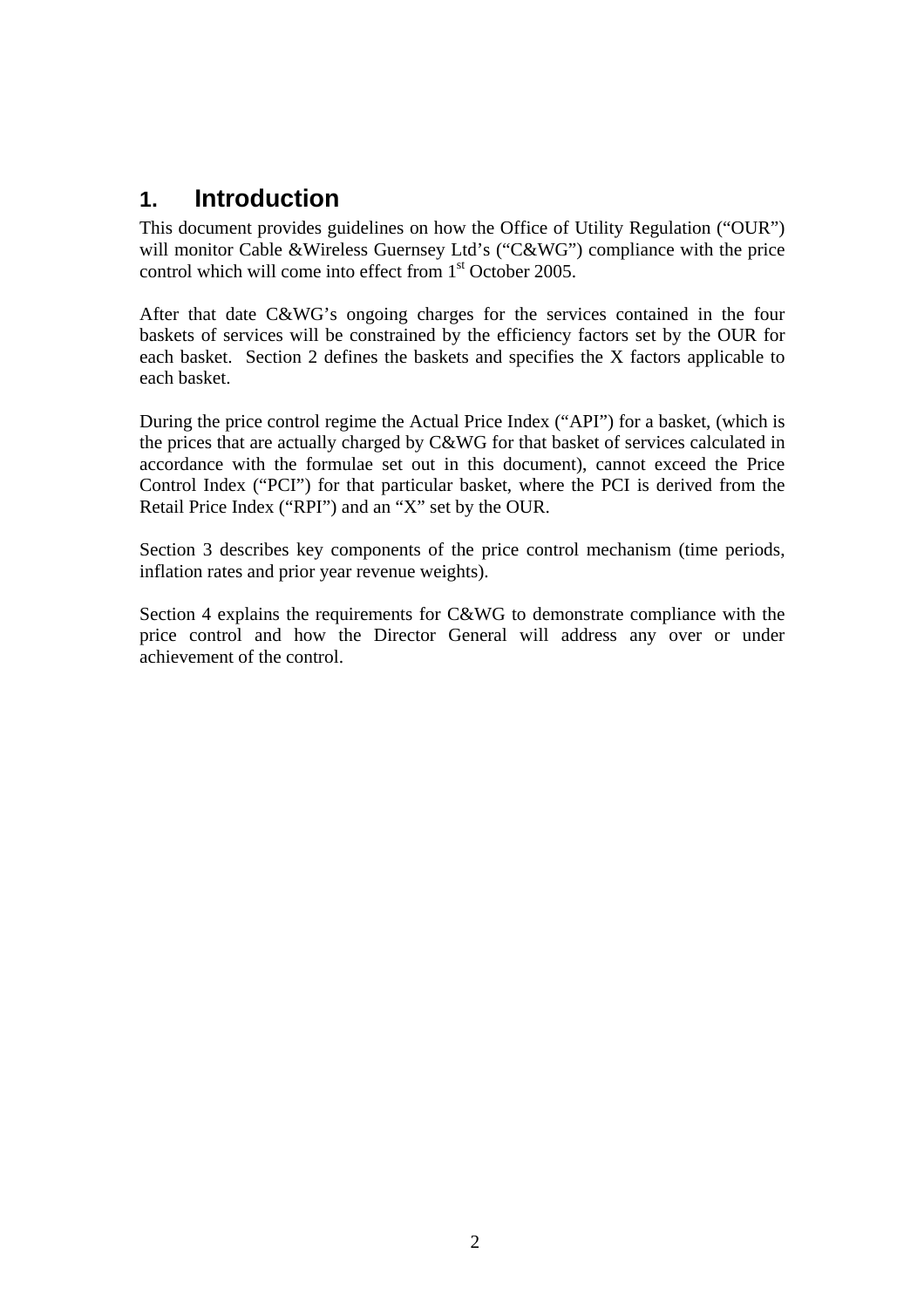## 1. Introduction

This document provides guidelines on how the Office of Utility Regulation ("OUR") will monitor Cable &Wireless Guernsey Ltd's ("C&WG") compliance with the price control which will come into effect from 1st October 2005.

After that date C&WG's ongoing charges for the services contained in the four baskets of services will be constrained by the efficiency factors set by the OUR for each basket. Section 2 defines the baskets and specifies the X factors applicable to each basket.

During the price control regime the Actual Price Index ("API") for a basket, (which is the prices that are actually charged by C&WG for that basket of services calculated in accordance with the formulae set out in this document), cannot exceed the Price Control Index ("PCI") for that particular basket, where the PCI is derived from the Retail Price Index ("RPI") and an "X" set by the OUR.

Section 3 describes key components of the price control mechanism (time periods, inflation rates and prior year revenue weights).

Section 4 explains the requirements for C&WG to demonstrate compliance with the price control and how the Director General will address any over or under achievement of the control.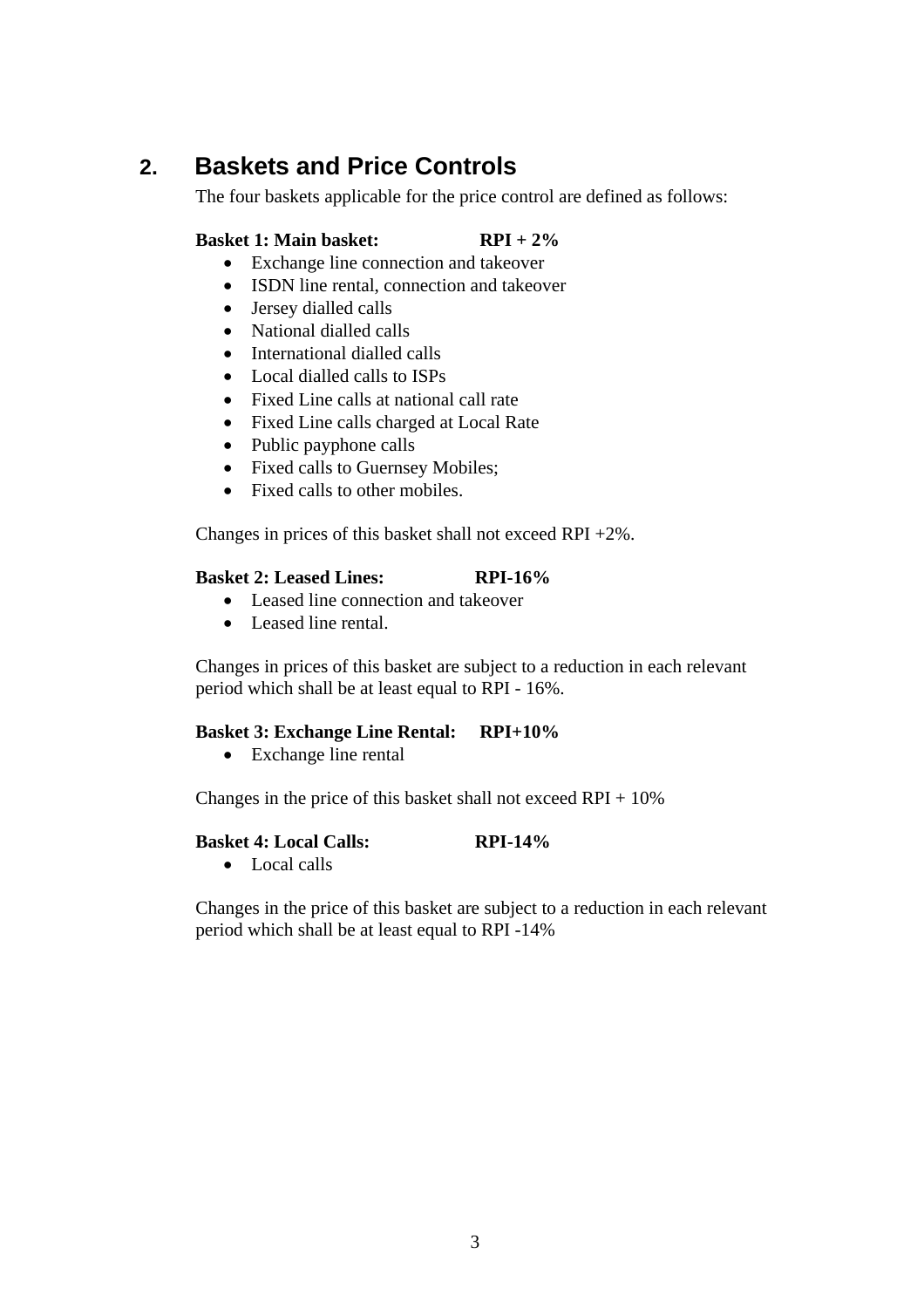## 2. Baskets and Price Controls

The four baskets applicable for the price control are defined as follows:

**Basket 1: Main basket: RPI + 2%**

- Exchange line connection and takeover
- ISDN line rental, connection and takeover
- Jersey dialled calls
- National dialled calls
- International dialled calls
- Local dialled calls to ISPs
- Fixed Line calls at national call rate
- Fixed Line calls charged at Local Rate
- Public payphone calls
- Fixed calls to Guernsey Mobiles;
- Fixed calls to other mobiles.

Changes in prices of this basket shall not exceed RPI +2%.

**Basket 2: Leased Lines: RPI-16%**

- Leased line connection and takeover
- Leased line rental.

Changes in prices of this basket are subject to a reduction in each relevant period which shall be at least equal to RPI - 16%.

**Basket 3: Exchange Line Rental: RPI+10%**

- Exchange line rental

Changes in the price of this basket shall not exceed RPI + 10%

**Basket 4: Local Calls: RPI-14%**

- Local calls

Changes in the price of this basket are subject to a reduction in each relevant period which shall be at least equal to RPI -14%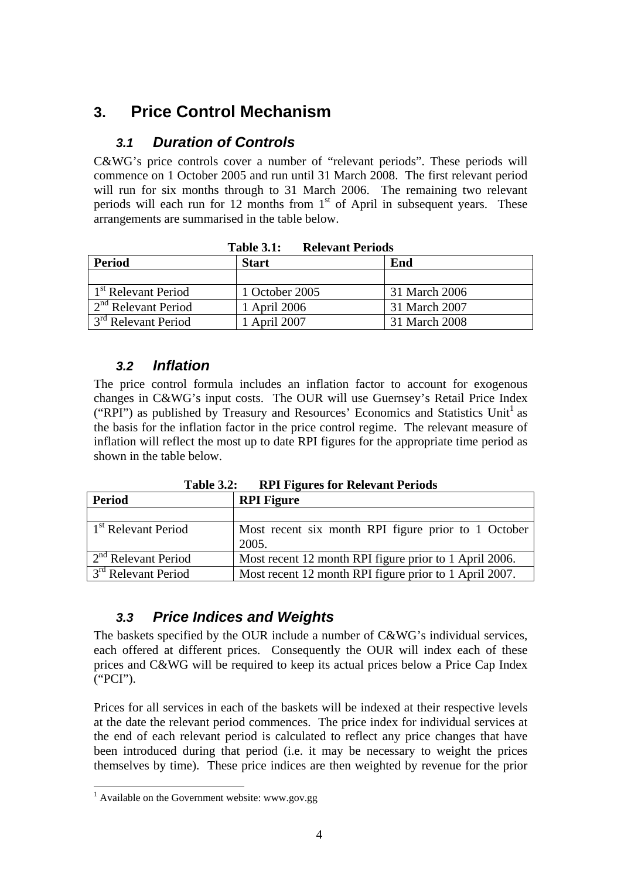# 3. Price Control Mechanism

## *3.1 Duration of Controls*

C&WG's price controls cover a number of "relevant periods". These periods will commence on 1 October 2005 and run until 31 March 2008. The first relevant period will run for six months through to 31 March 2006. The remaining two relevant periods will each run for 12 months from 1st of April in subsequent years. These arrangements are summarised in the table below.

**Table 3.1: Relevant Periods**

| Period | Start | End |
|---|---|---|
| | | |
| 1st Relevant Period | 1 October 2005 | 31 March 2006 |
| 2nd Relevant Period | 1 April 2006 | 31 March 2007 |
| 3rd Relevant Period | 1 April 2007 | 31 March 2008 |

## *3.2 Inflation*

The price control formula includes an inflation factor to account for exogenous changes in C&WG's input costs. The OUR will use Guernsey's Retail Price Index ("RPI") as published by Treasury and Resources' Economics and Statistics Unit[1] as the basis for the inflation factor in the price control regime. The relevant measure of inflation will reflect the most up to date RPI figures for the appropriate time period as shown in the table below.

**Table 3.2: RPI Figures for Relevant Periods**

| Period | RPI Figure |
|---|---|
| | |
| 1st Relevant Period | Most recent six month RPI figure prior to 1 October 2005. |
| 2nd Relevant Period | Most recent 12 month RPI figure prior to 1 April 2006. |
| 3rd Relevant Period | Most recent 12 month RPI figure prior to 1 April 2007. |

## *3.3 Price Indices and Weights*

The baskets specified by the OUR include a number of C&WG's individual services, each offered at different prices. Consequently the OUR will index each of these prices and C&WG will be required to keep its actual prices below a Price Cap Index ("PCI").

Prices for all services in each of the baskets will be indexed at their respective levels at the date the relevant period commences. The price index for individual services at the end of each relevant period is calculated to reflect any price changes that have been introduced during that period (i.e. it may be necessary to weight the prices themselves by time). These price indices are then weighted by revenue for the prior

[1] Available on the Government website: www.gov.gg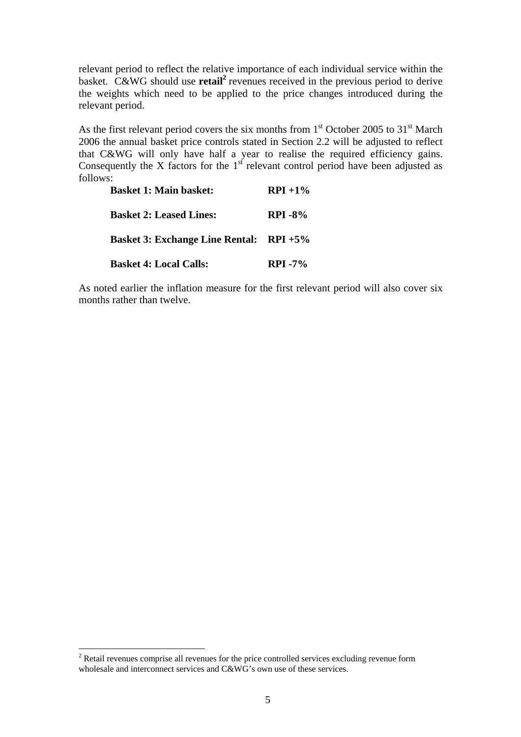relevant period to reflect the relative importance of each individual service within the basket. C&WG should use **retail**[2] revenues received in the previous period to derive the weights which need to be applied to the price changes introduced during the relevant period.

As the first relevant period covers the six months from 1st October 2005 to 31st March 2006 the annual basket price controls stated in Section 2.2 will be adjusted to reflect that C&WG will only have half a year to realise the required efficiency gains. Consequently the X factors for the 1st relevant control period have been adjusted as follows:

| | |
|---|---|
| **Basket 1: Main basket:** | **RPI +1%** |
| **Basket 2: Leased Lines:** | **RPI -8%** |
| **Basket 3: Exchange Line Rental:** | **RPI +5%** |
| **Basket 4: Local Calls:** | **RPI -7%** |

As noted earlier the inflation measure for the first relevant period will also cover six months rather than twelve.

---

[2] Retail revenues comprise all revenues for the price controlled services excluding revenue form wholesale and interconnect services and C&WG's own use of these services.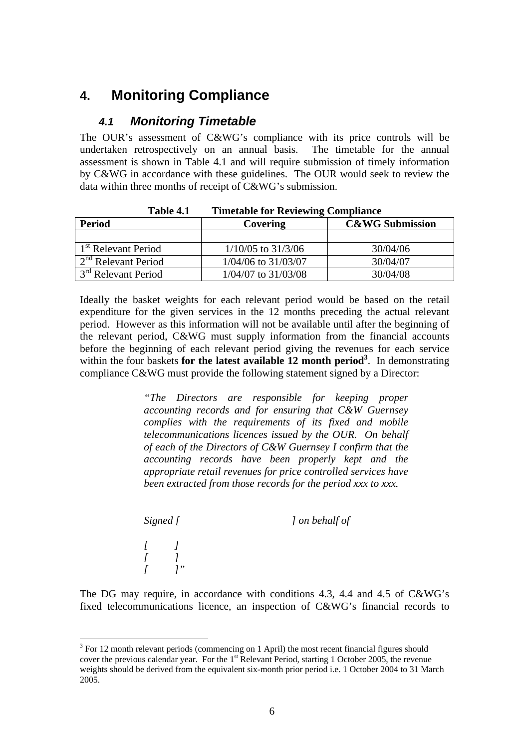## 4. Monitoring Compliance

### *4.1 Monitoring Timetable*

The OUR's assessment of C&WG's compliance with its price controls will be undertaken retrospectively on an annual basis. The timetable for the annual assessment is shown in Table 4.1 and will require submission of timely information by C&WG in accordance with these guidelines. The OUR would seek to review the data within three months of receipt of C&WG's submission.

**Table 4.1 Timetable for Reviewing Compliance**

| Period | Covering | C&WG Submission |
|---|---|---|
| | | |
| 1st Relevant Period | 1/10/05 to 31/3/06 | 30/04/06 |
| 2nd Relevant Period | 1/04/06 to 31/03/07 | 30/04/07 |
| 3rd Relevant Period | 1/04/07 to 31/03/08 | 30/04/08 |

Ideally the basket weights for each relevant period would be based on the retail expenditure for the given services in the 12 months preceding the actual relevant period. However as this information will not be available until after the beginning of the relevant period, C&WG must supply information from the financial accounts before the beginning of each relevant period giving the revenues for each service within the four baskets **for the latest available 12 month period**[3]. In demonstrating compliance C&WG must provide the following statement signed by a Director:

> *"The Directors are responsible for keeping proper accounting records and for ensuring that C&W Guernsey complies with the requirements of its fixed and mobile telecommunications licences issued by the OUR. On behalf of each of the Directors of C&W Guernsey I confirm that the accounting records have been properly kept and the appropriate retail revenues for price controlled services have been extracted from those records for the period xxx to xxx.*
>
> *Signed [ ] on behalf of*
>
> *[ ]*
> *[ ]*
> *[ ]"*

The DG may require, in accordance with conditions 4.3, 4.4 and 4.5 of C&WG's fixed telecommunications licence, an inspection of C&WG's financial records to

---

[3] For 12 month relevant periods (commencing on 1 April) the most recent financial figures should cover the previous calendar year. For the 1st Relevant Period, starting 1 October 2005, the revenue weights should be derived from the equivalent six-month prior period i.e. 1 October 2004 to 31 March 2005.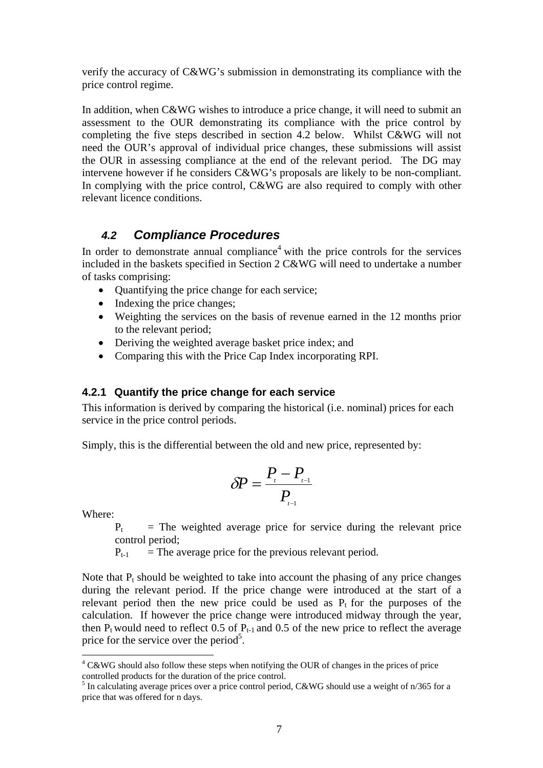verify the accuracy of C&WG's submission in demonstrating its compliance with the price control regime.

In addition, when C&WG wishes to introduce a price change, it will need to submit an assessment to the OUR demonstrating its compliance with the price control by completing the five steps described in section 4.2 below. Whilst C&WG will not need the OUR's approval of individual price changes, these submissions will assist the OUR in assessing compliance at the end of the relevant period. The DG may intervene however if he considers C&WG's proposals are likely to be non-compliant. In complying with the price control, C&WG are also required to comply with other relevant licence conditions.

## 4.2 Compliance Procedures

In order to demonstrate annual compliance[4] with the price controls for the services included in the baskets specified in Section 2 C&WG will need to undertake a number of tasks comprising:

- Quantifying the price change for each service;
- Indexing the price changes;
- Weighting the services on the basis of revenue earned in the 12 months prior to the relevant period;
- Deriving the weighted average basket price index; and
- Comparing this with the Price Cap Index incorporating RPI.

### 4.2.1 Quantify the price change for each service

This information is derived by comparing the historical (i.e. nominal) prices for each service in the price control periods.

Simply, this is the differential between the old and new price, represented by:

$$\delta P = \frac{P_t - P_{t-1}}{P_{t-1}}$$

Where:

$P_t$ = The weighted average price for service during the relevant price control period;

$P_{t-1}$ = The average price for the previous relevant period.

Note that $P_t$ should be weighted to take into account the phasing of any price changes during the relevant period. If the price change were introduced at the start of a relevant period then the new price could be used as $P_t$ for the purposes of the calculation. If however the price change were introduced midway through the year, then $P_t$ would need to reflect 0.5 of $P_{t-1}$ and 0.5 of the new price to reflect the average price for the service over the period[5].

[4] C&WG should also follow these steps when notifying the OUR of changes in the prices of price controlled products for the duration of the price control.

[5] In calculating average prices over a price control period, C&WG should use a weight of n/365 for a price that was offered for n days.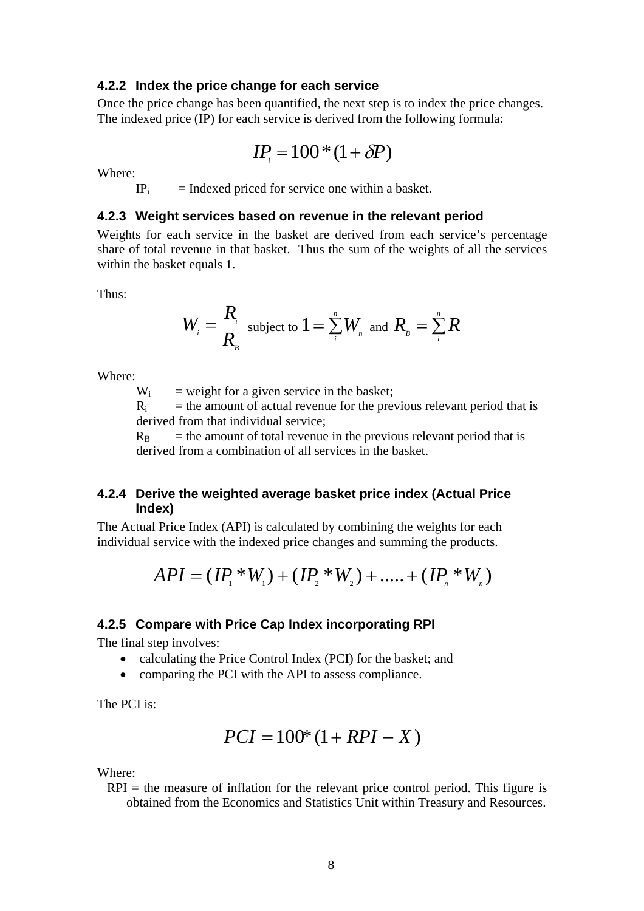#### 4.2.2 Index the price change for each service

Once the price change has been quantified, the next step is to index the price changes. The indexed price (IP) for each service is derived from the following formula:

$$IP_i = 100 * (1 + \delta P)$$

Where:

$IP_i$ = Indexed priced for service one within a basket.

#### 4.2.3 Weight services based on revenue in the relevant period

Weights for each service in the basket are derived from each service's percentage share of total revenue in that basket. Thus the sum of the weights of all the services within the basket equals 1.

Thus:

$$W_i = \frac{R_i}{R_B} \text{ subject to } 1 = \sum_i^n W_n \text{ and } R_B = \sum_i^n R$$

Where:

$W_i$ = weight for a given service in the basket;

$R_i$ = the amount of actual revenue for the previous relevant period that is derived from that individual service;

$R_B$ = the amount of total revenue in the previous relevant period that is derived from a combination of all services in the basket.

#### 4.2.4 Derive the weighted average basket price index (Actual Price Index)

The Actual Price Index (API) is calculated by combining the weights for each individual service with the indexed price changes and summing the products.

$$API = (IP_1 * W_1) + (IP_2 * W_2) + ..... + (IP_n * W_n)$$

#### 4.2.5 Compare with Price Cap Index incorporating RPI

The final step involves:

- calculating the Price Control Index (PCI) for the basket; and
- comparing the PCI with the API to assess compliance.

The PCI is:

$$PCI = 100 * (1 + RPI - X)$$

Where:

RPI = the measure of inflation for the relevant price control period. This figure is obtained from the Economics and Statistics Unit within Treasury and Resources.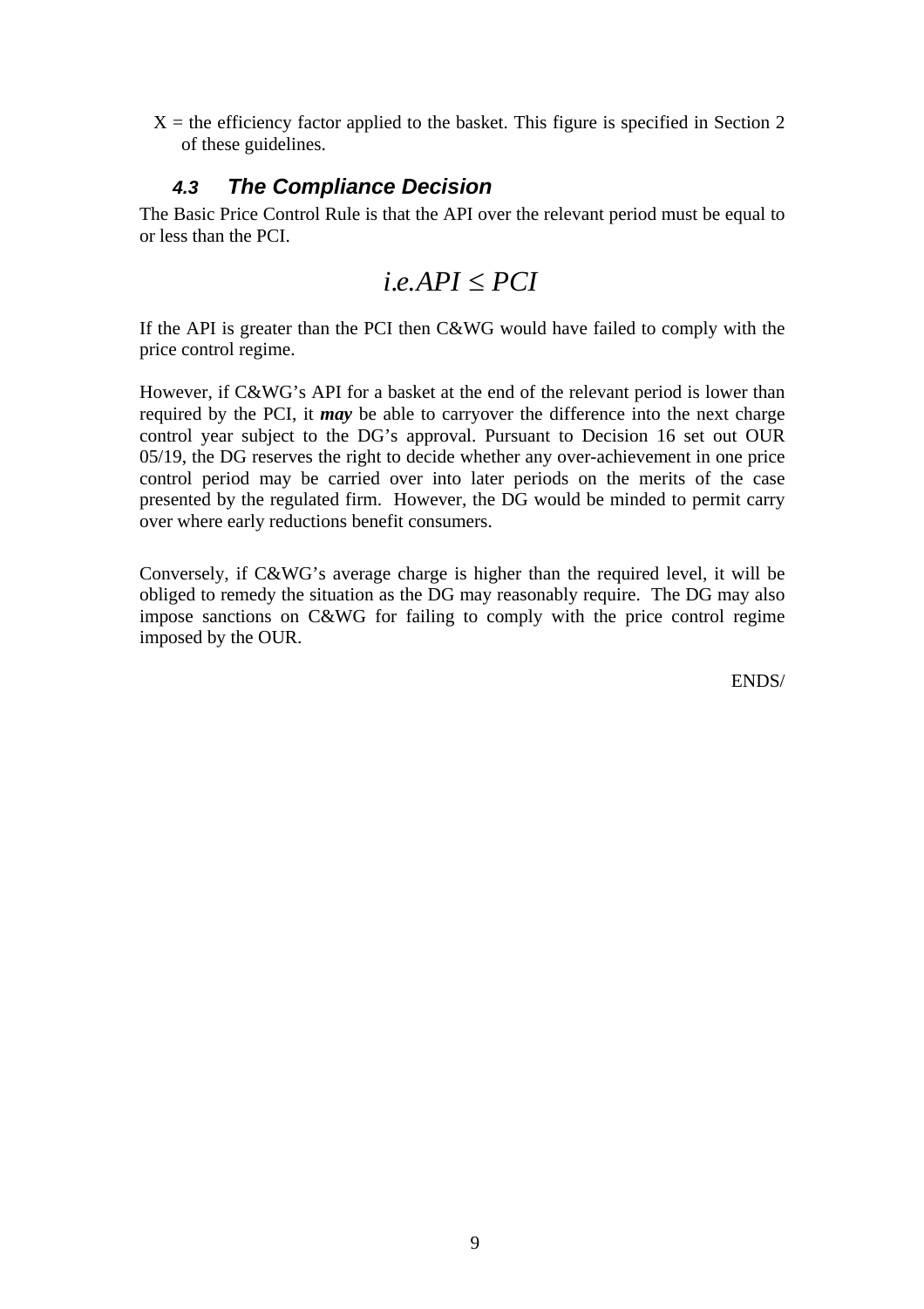X = the efficiency factor applied to the basket. This figure is specified in Section 2 of these guidelines.

### 4.3 The Compliance Decision

The Basic Price Control Rule is that the API over the relevant period must be equal to or less than the PCI.

$$i.e. API \leq PCI$$

If the API is greater than the PCI then C&WG would have failed to comply with the price control regime.

However, if C&WG's API for a basket at the end of the relevant period is lower than required by the PCI, it ***may*** be able to carryover the difference into the next charge control year subject to the DG's approval. Pursuant to Decision 16 set out OUR 05/19, the DG reserves the right to decide whether any over-achievement in one price control period may be carried over into later periods on the merits of the case presented by the regulated firm. However, the DG would be minded to permit carry over where early reductions benefit consumers.

Conversely, if C&WG's average charge is higher than the required level, it will be obliged to remedy the situation as the DG may reasonably require. The DG may also impose sanctions on C&WG for failing to comply with the price control regime imposed by the OUR.

ENDS/